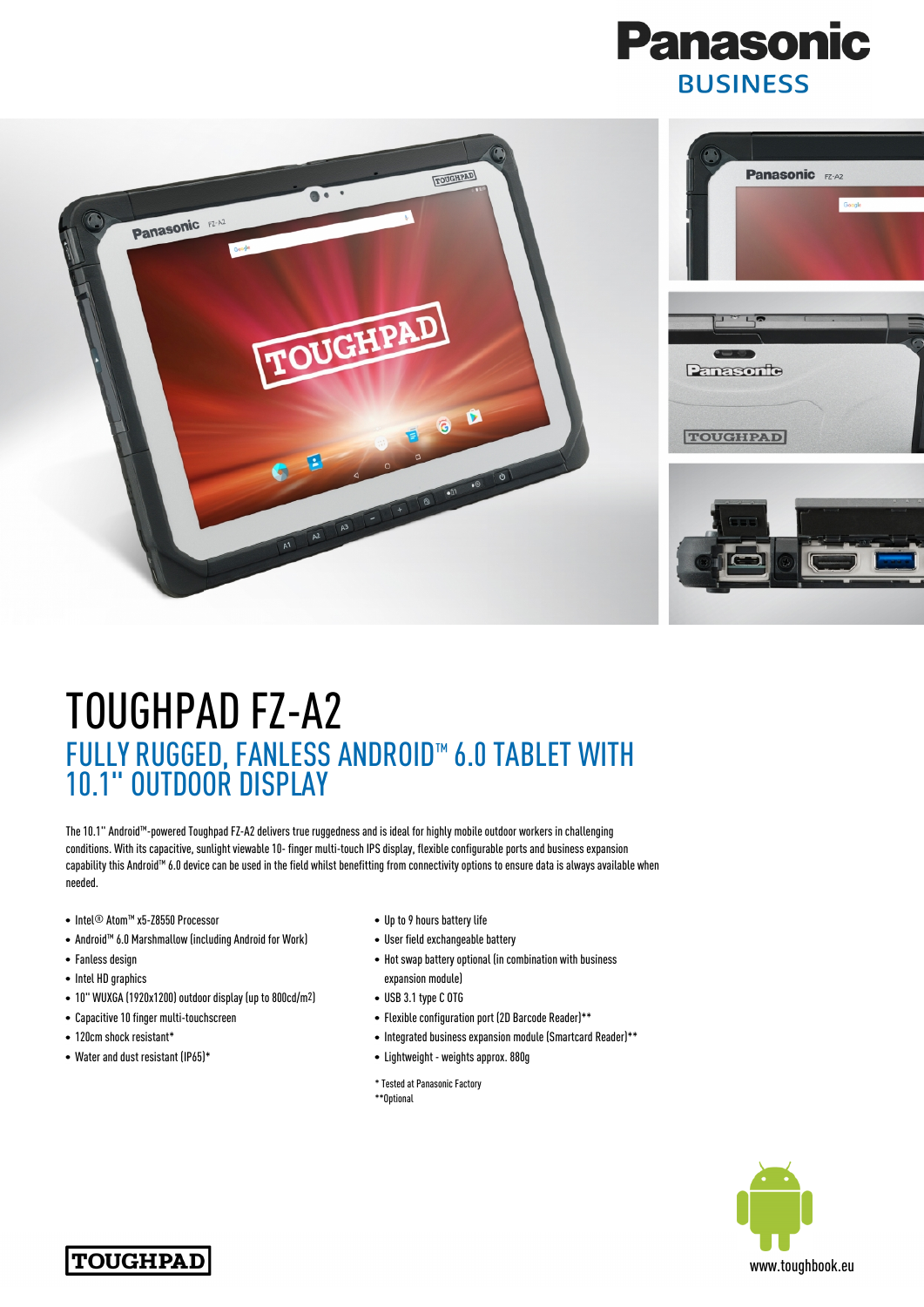Panasonic
BUSINESS

# TOUGHPAD FZ-A2

## FULLY RUGGED, FANLESS ANDROID™ 6.0 TABLET WITH 10.1" OUTDOOR DISPLAY

The 10.1" Android™-powered Toughpad FZ-A2 delivers true ruggedness and is ideal for highly mobile outdoor workers in challenging conditions. With its capacitive, sunlight viewable 10- finger multi-touch IPS display, flexible configurable ports and business expansion capability this Android™ 6.0 device can be used in the field whilst benefitting from connectivity options to ensure data is always available when needed.

- Intel® Atom™ x5-Z8550 Processor
- Android™ 6.0 Marshmallow (including Android for Work)
- Fanless design
- Intel HD graphics
- 10" WUXGA (1920x1200) outdoor display (up to 800cd/m$^2$)
- Capacitive 10 finger multi-touchscreen
- 120cm shock resistant*
- Water and dust resistant (IP65)*
- Up to 9 hours battery life
- User field exchangeable battery
- Hot swap battery optional (in combination with business expansion module)
- USB 3.1 type C OTG
- Flexible configuration port (2D Barcode Reader)**
- Integrated business expansion module (Smartcard Reader)**
- Lightweight - weights approx. 880g

\* Tested at Panasonic Factory
\*\*Optional

TOUGHPAD

www.toughbook.eu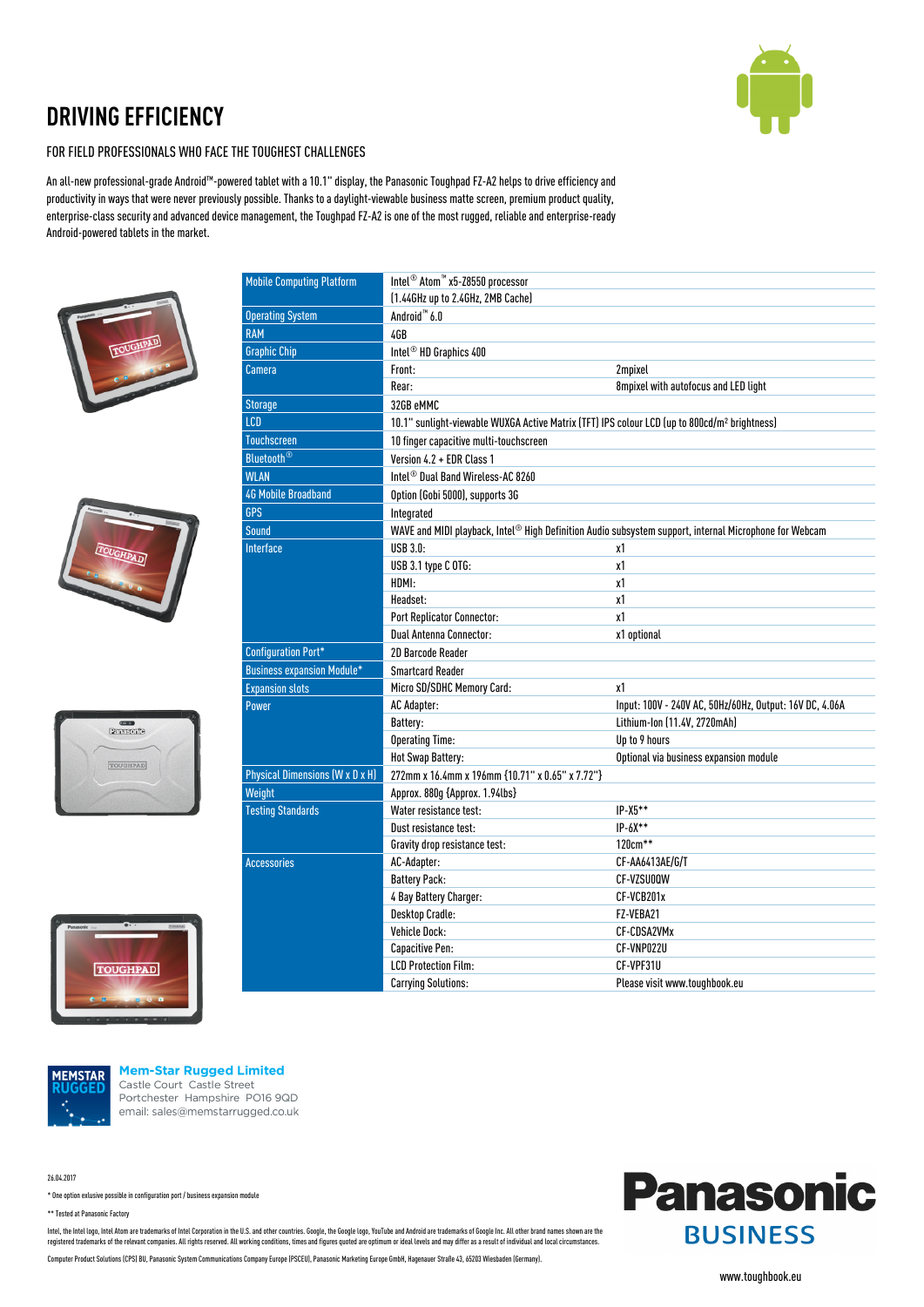# DRIVING EFFICIENCY

## FOR FIELD PROFESSIONALS WHO FACE THE TOUGHEST CHALLENGES

An all-new professional-grade Android™-powered tablet with a 10.1" display, the Panasonic Toughpad FZ-A2 helps to drive efficiency and productivity in ways that were never previously possible. Thanks to a daylight-viewable business matte screen, premium product quality, enterprise-class security and advanced device management, the Toughpad FZ-A2 is one of the most rugged, reliable and enterprise-ready Android-powered tablets in the market.

| | | |
|---|---|---|
| Mobile Computing Platform | Intel® Atom™ x5-Z8550 processor (1.44GHz up to 2.4GHz, 2MB Cache) | |
| Operating System | Android™ 6.0 | |
| RAM | 4GB | |
| Graphic Chip | Intel® HD Graphics 400 | |
| Camera | Front: | 2mpixel |
| | Rear: | 8mpixel with autofocus and LED light |
| Storage | 32GB eMMC | |
| LCD | 10.1" sunlight-viewable WUXGA Active Matrix (TFT) IPS colour LCD (up to 800cd/m² brightness) | |
| Touchscreen | 10 finger capacitive multi-touchscreen | |
| Bluetooth® | Version 4.2 + EDR Class 1 | |
| WLAN | Intel® Dual Band Wireless-AC 8260 | |
| 4G Mobile Broadband | Option (Gobi 5000), supports 3G | |
| GPS | Integrated | |
| Sound | WAVE and MIDI playback, Intel® High Definition Audio subsystem support, internal Microphone for Webcam | |
| Interface | USB 3.0: | x1 |
| | USB 3.1 type C OTG: | x1 |
| | HDMI: | x1 |
| | Headset: | x1 |
| | Port Replicator Connector: | x1 |
| | Dual Antenna Connector: | x1 optional |
| Configuration Port* | 2D Barcode Reader | |
| Business expansion Module* | Smartcard Reader | |
| Expansion slots | Micro SD/SDHC Memory Card: | x1 |
| Power | AC Adapter: | Input: 100V - 240V AC, 50Hz/60Hz, Output: 16V DC, 4.06A |
| | Battery: | Lithium-Ion (11.4V, 2720mAh) |
| | Operating Time: | Up to 9 hours |
| | Hot Swap Battery: | Optional via business expansion module |
| Physical Dimensions (W x D x H) | 272mm x 16.4mm x 196mm (10.71" x 0.65" x 7.72") | |
| Weight | Approx. 880g (Approx. 1.94lbs) | |
| Testing Standards | Water resistance test: | IP-X5** |
| | Dust resistance test: | IP-6X** |
| | Gravity drop resistance test: | 120cm** |
| Accessories | AC-Adapter: | CF-AA6413AE/G/T |
| | Battery Pack: | CF-VZSU0QW |
| | 4 Bay Battery Charger: | CF-VCB201x |
| | Desktop Cradle: | FZ-VEBA21 |
| | Vehicle Dock: | CF-CDSA2VMx |
| | Capacitive Pen: | CF-VNP022U |
| | LCD Protection Film: | CF-VPF31U |
| | Carrying Solutions: | Please visit www.toughbook.eu |

**Mem-Star Rugged Limited**
Castle Court Castle Street
Portchester Hampshire PO16 9QD
email: sales@memstarrugged.co.uk

26.04.2017

\* One option exlusive possible in configuration port / business expansion module

\*\* Tested at Panasonic Factory

Intel, the Intel logo, Intel Atom are trademarks of Intel Corporation in the U.S. and other countries. Google, the Google logo, YouTube and Android are trademarks of Google Inc. All other brand names shown are the registered trademarks of the relevant companies. All rights reserved. All working conditions, times and figures quoted are optimum or ideal levels and may differ as a result of individual and local circumstances.

Computer Product Solutions (CPS) BU, Panasonic System Communications Company Europe (PSCEU), Panasonic Marketing Europe GmbH, Hagenauer Straße 43, 65203 Wiesbaden (Germany).

Panasonic BUSINESS

www.toughbook.eu